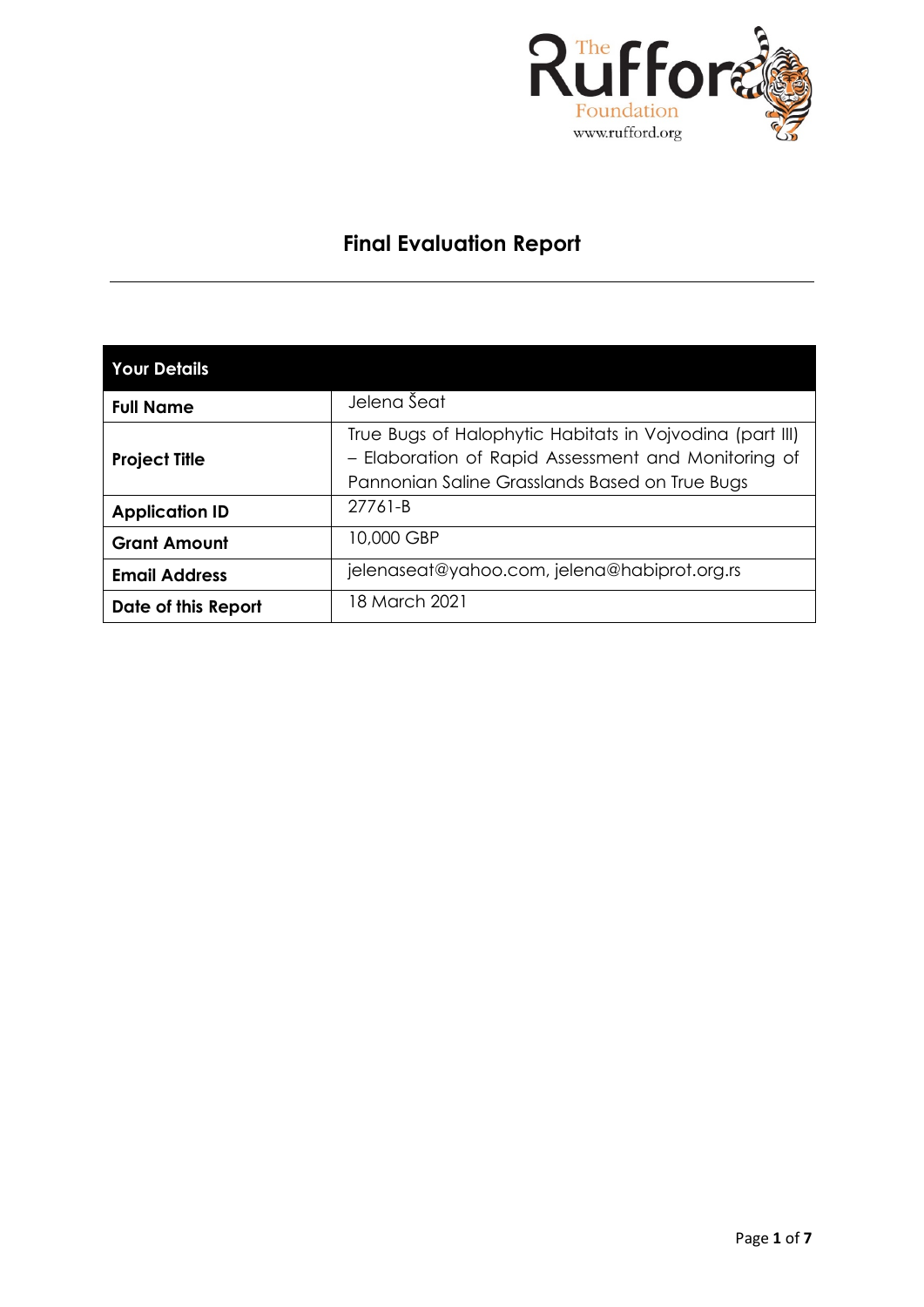# Final Evaluation Report

| Your Details | |
|---|---|
| **Full Name** | Jelena Šeat |
| **Project Title** | True Bugs of Halophytic Habitats in Vojvodina (part III) – Elaboration of Rapid Assessment and Monitoring of Pannonian Saline Grasslands Based on True Bugs |
| **Application ID** | 27761-B |
| **Grant Amount** | 10,000 GBP |
| **Email Address** | jelenaseat@yahoo.com, jelena@habiprot.org.rs |
| **Date of this Report** | 18 March 2021 |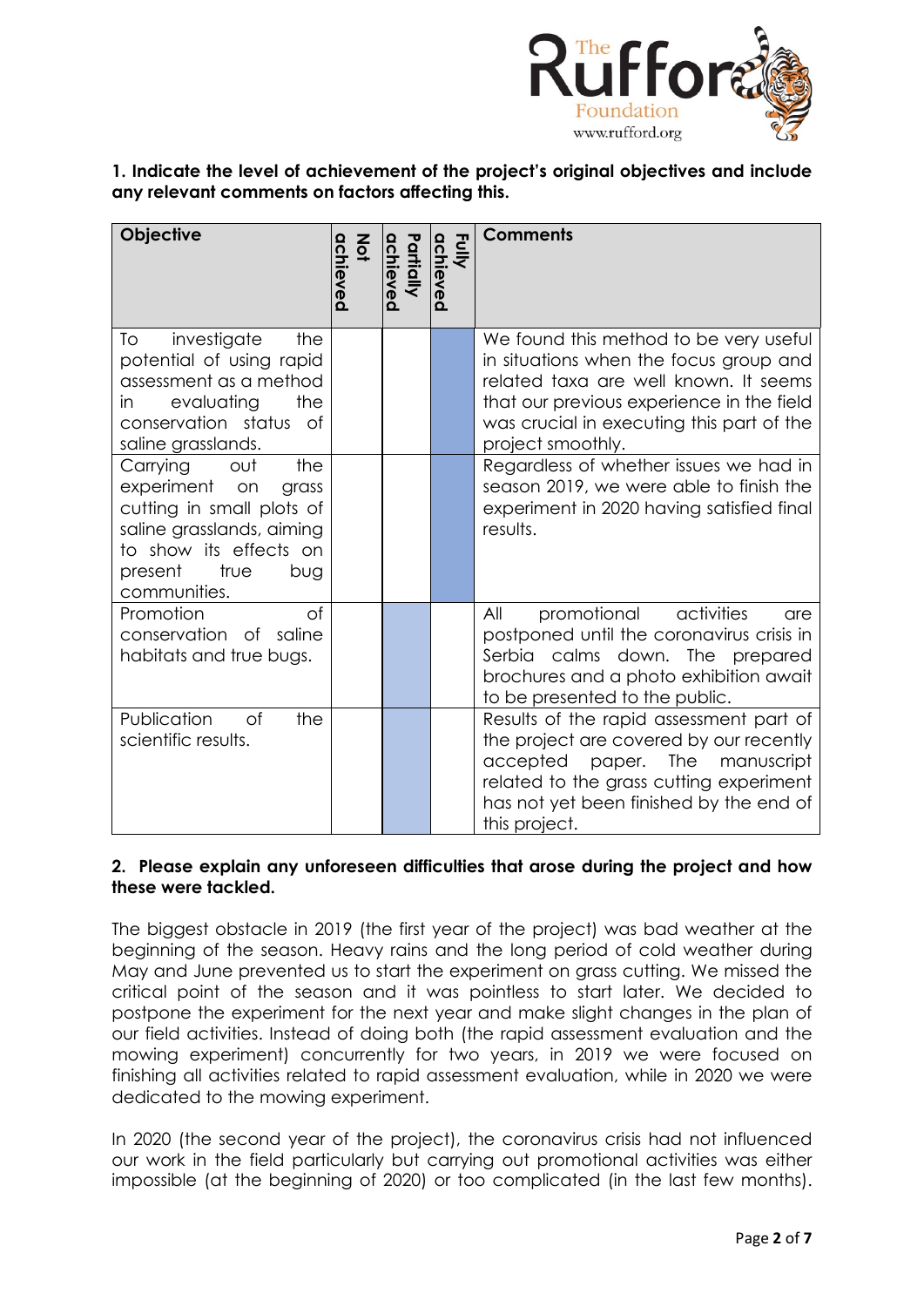**1. Indicate the level of achievement of the project's original objectives and include any relevant comments on factors affecting this.**

| Objective | Not achieved | Partially achieved | Fully achieved | Comments |
|---|---|---|---|---|
| To investigate the potential of using rapid assessment as a method in evaluating the conservation status of saline grasslands. | | | X | We found this method to be very useful in situations when the focus group and related taxa are well known. It seems that our previous experience in the field was crucial in executing this part of the project smoothly. |
| Carrying out the experiment on grass cutting in small plots of saline grasslands, aiming to show its effects on present true bug communities. | | | X | Regardless of whether issues we had in season 2019, we were able to finish the experiment in 2020 having satisfied final results. |
| Promotion of conservation of saline habitats and true bugs. | | X | | All promotional activities are postponed until the coronavirus crisis in Serbia calms down. The prepared brochures and a photo exhibition await to be presented to the public. |
| Publication of the scientific results. | | X | | Results of the rapid assessment part of the project are covered by our recently accepted paper. The manuscript related to the grass cutting experiment has not yet been finished by the end of this project. |

**2. Please explain any unforeseen difficulties that arose during the project and how these were tackled.**

The biggest obstacle in 2019 (the first year of the project) was bad weather at the beginning of the season. Heavy rains and the long period of cold weather during May and June prevented us to start the experiment on grass cutting. We missed the critical point of the season and it was pointless to start later. We decided to postpone the experiment for the next year and make slight changes in the plan of our field activities. Instead of doing both (the rapid assessment evaluation and the mowing experiment) concurrently for two years, in 2019 we were focused on finishing all activities related to rapid assessment evaluation, while in 2020 we were dedicated to the mowing experiment.

In 2020 (the second year of the project), the coronavirus crisis had not influenced our work in the field particularly but carrying out promotional activities was either impossible (at the beginning of 2020) or too complicated (in the last few months).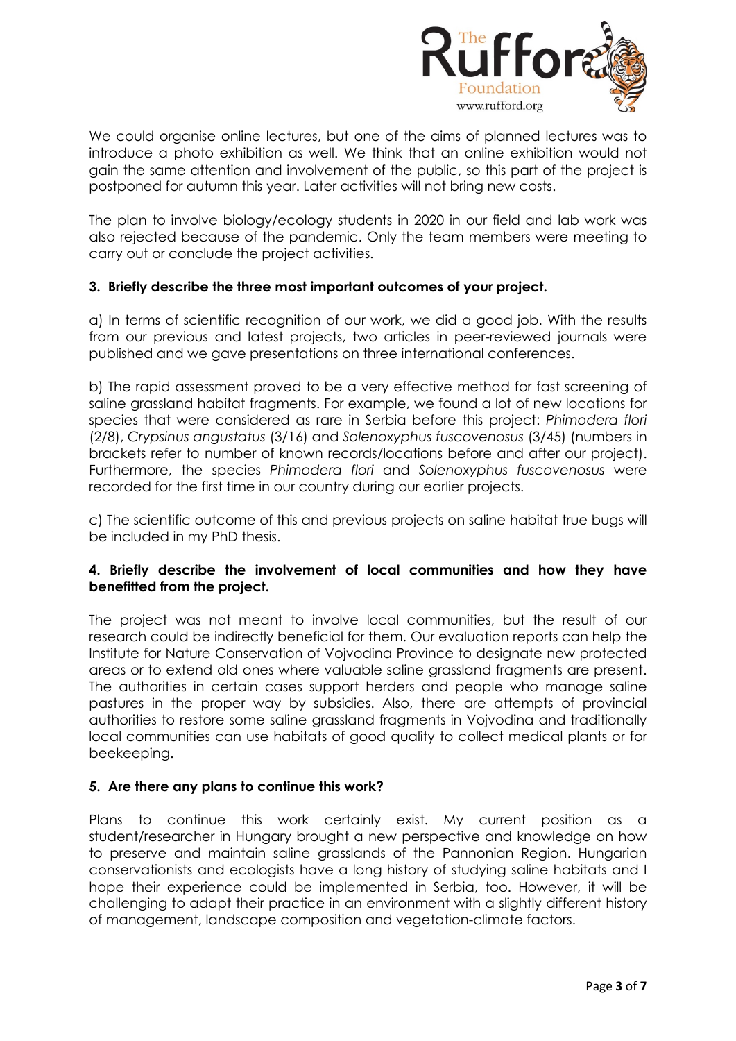We could organise online lectures, but one of the aims of planned lectures was to introduce a photo exhibition as well. We think that an online exhibition would not gain the same attention and involvement of the public, so this part of the project is postponed for autumn this year. Later activities will not bring new costs.

The plan to involve biology/ecology students in 2020 in our field and lab work was also rejected because of the pandemic. Only the team members were meeting to carry out or conclude the project activities.

**3. Briefly describe the three most important outcomes of your project.**

a) In terms of scientific recognition of our work, we did a good job. With the results from our previous and latest projects, two articles in peer-reviewed journals were published and we gave presentations on three international conferences.

b) The rapid assessment proved to be a very effective method for fast screening of saline grassland habitat fragments. For example, we found a lot of new locations for species that were considered as rare in Serbia before this project: *Phimodera flori* (2/8), *Crypsinus angustatus* (3/16) and *Solenoxyphus fuscovenosus* (3/45) (numbers in brackets refer to number of known records/locations before and after our project). Furthermore, the species *Phimodera flori* and *Solenoxyphus fuscovenosus* were recorded for the first time in our country during our earlier projects.

c) The scientific outcome of this and previous projects on saline habitat true bugs will be included in my PhD thesis.

**4. Briefly describe the involvement of local communities and how they have benefitted from the project.**

The project was not meant to involve local communities, but the result of our research could be indirectly beneficial for them. Our evaluation reports can help the Institute for Nature Conservation of Vojvodina Province to designate new protected areas or to extend old ones where valuable saline grassland fragments are present. The authorities in certain cases support herders and people who manage saline pastures in the proper way by subsidies. Also, there are attempts of provincial authorities to restore some saline grassland fragments in Vojvodina and traditionally local communities can use habitats of good quality to collect medical plants or for beekeeping.

**5. Are there any plans to continue this work?**

Plans to continue this work certainly exist. My current position as a student/researcher in Hungary brought a new perspective and knowledge on how to preserve and maintain saline grasslands of the Pannonian Region. Hungarian conservationists and ecologists have a long history of studying saline habitats and I hope their experience could be implemented in Serbia, too. However, it will be challenging to adapt their practice in an environment with a slightly different history of management, landscape composition and vegetation-climate factors.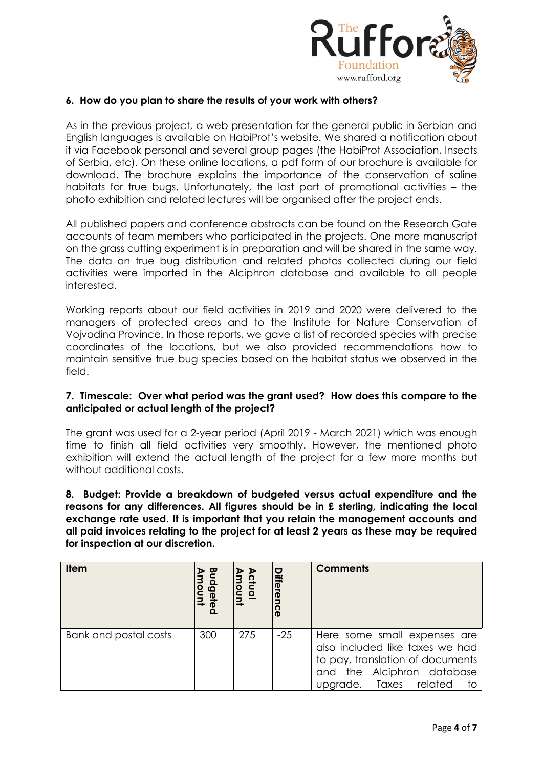**6. How do you plan to share the results of your work with others?**

As in the previous project, a web presentation for the general public in Serbian and English languages is available on HabiProt's website. We shared a notification about it via Facebook personal and several group pages (the HabiProt Association, Insects of Serbia, etc). On these online locations, a pdf form of our brochure is available for download. The brochure explains the importance of the conservation of saline habitats for true bugs. Unfortunately, the last part of promotional activities – the photo exhibition and related lectures will be organised after the project ends.

All published papers and conference abstracts can be found on the Research Gate accounts of team members who participated in the projects. One more manuscript on the grass cutting experiment is in preparation and will be shared in the same way. The data on true bug distribution and related photos collected during our field activities were imported in the Alciphron database and available to all people interested.

Working reports about our field activities in 2019 and 2020 were delivered to the managers of protected areas and to the Institute for Nature Conservation of Vojvodina Province. In those reports, we gave a list of recorded species with precise coordinates of the locations, but we also provided recommendations how to maintain sensitive true bug species based on the habitat status we observed in the field.

**7. Timescale: Over what period was the grant used? How does this compare to the anticipated or actual length of the project?**

The grant was used for a 2-year period (April 2019 - March 2021) which was enough time to finish all field activities very smoothly. However, the mentioned photo exhibition will extend the actual length of the project for a few more months but without additional costs.

**8. Budget: Provide a breakdown of budgeted versus actual expenditure and the reasons for any differences. All figures should be in £ sterling, indicating the local exchange rate used. It is important that you retain the management accounts and all paid invoices relating to the project for at least 2 years as these may be required for inspection at our discretion.**

| Item | Budgeted Amount | Actual Amount | Difference | Comments |
|---|---|---|---|---|
| Bank and postal costs | 300 | 275 | -25 | Here some small expenses are also included like taxes we had to pay, translation of documents and the Alciphron database upgrade. Taxes related to |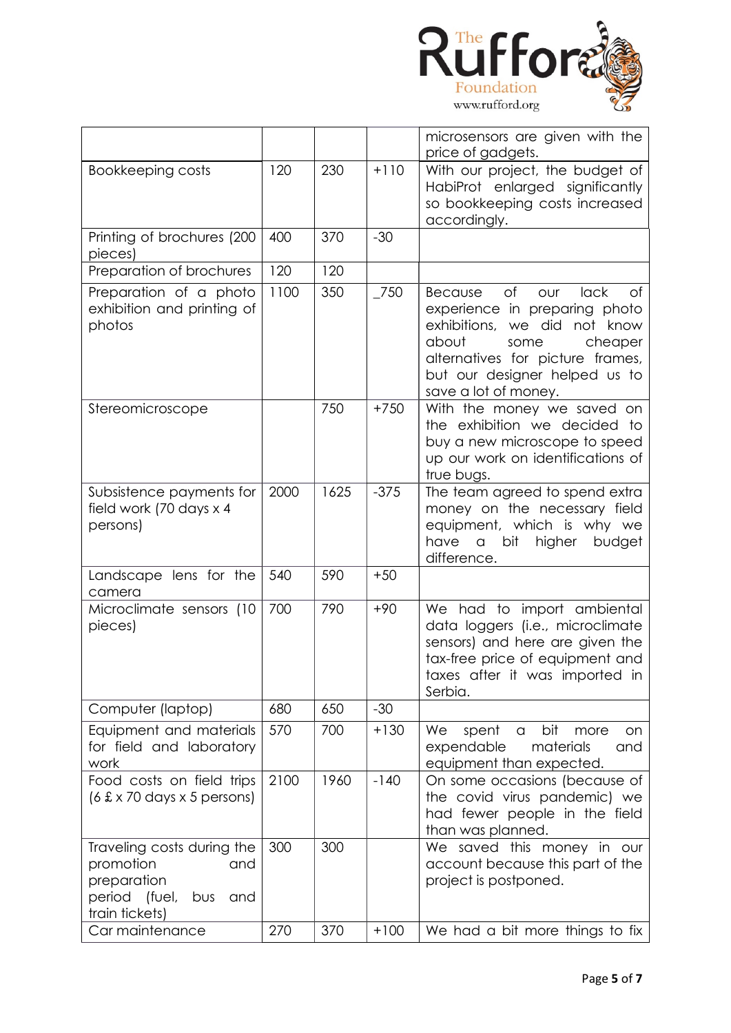| | | | | |
|---|---|---|---|---|
| | | | | microsensors are given with the price of gadgets. |
| Bookkeeping costs | 120 | 230 | +110 | With our project, the budget of HabiProt enlarged significantly so bookkeeping costs increased accordingly. |
| Printing of brochures (200 pieces) | 400 | 370 | -30 | |
| Preparation of brochures | 120 | 120 | | |
| Preparation of a photo exhibition and printing of photos | 1100 | 350 | _750 | Because of our lack of experience in preparing photo exhibitions, we did not know about some cheaper alternatives for picture frames, but our designer helped us to save a lot of money. |
| Stereomicroscope | | 750 | +750 | With the money we saved on the exhibition we decided to buy a new microscope to speed up our work on identifications of true bugs. |
| Subsistence payments for field work (70 days x 4 persons) | 2000 | 1625 | -375 | The team agreed to spend extra money on the necessary field equipment, which is why we have a bit higher budget difference. |
| Landscape lens for the camera | 540 | 590 | +50 | |
| Microclimate sensors (10 pieces) | 700 | 790 | +90 | We had to import ambiental data loggers (i.e., microclimate sensors) and here are given the tax-free price of equipment and taxes after it was imported in Serbia. |
| Computer (laptop) | 680 | 650 | -30 | |
| Equipment and materials for field and laboratory work | 570 | 700 | +130 | We spent a bit more on expendable materials and equipment than expected. |
| Food costs on field trips (6 £ x 70 days x 5 persons) | 2100 | 1960 | -140 | On some occasions (because of the covid virus pandemic) we had fewer people in the field than was planned. |
| Traveling costs during the promotion and preparation period (fuel, bus and train tickets) | 300 | 300 | | We saved this money in our account because this part of the project is postponed. |
| Car maintenance | 270 | 370 | +100 | We had a bit more things to fix |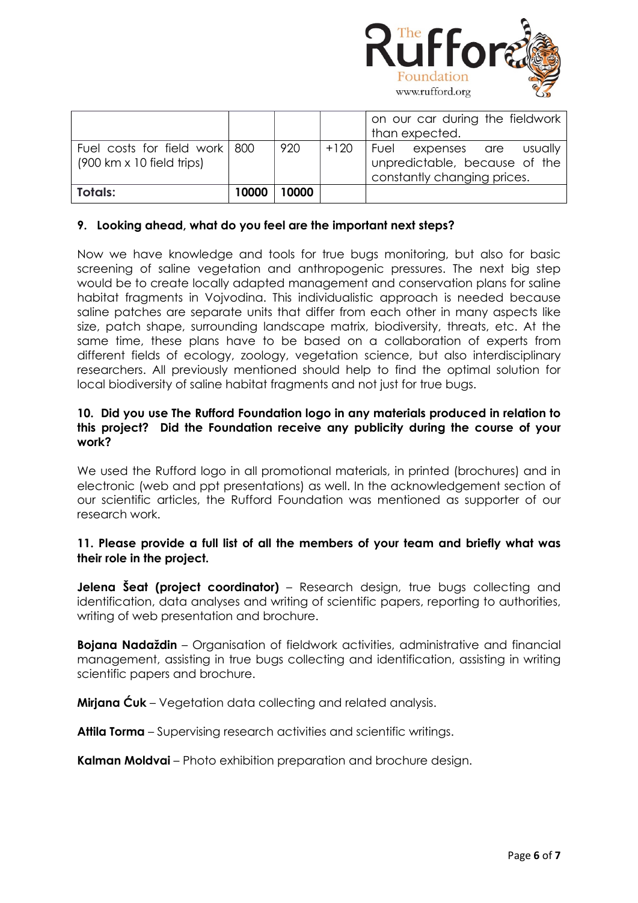| | | | | on our car during the fieldwork than expected. |
|---|---|---|---|---|
| Fuel costs for field work (900 km x 10 field trips) | 800 | 920 | +120 | Fuel expenses are usually unpredictable, because of the constantly changing prices. |
| **Totals:** | **10000** | **10000** | | |

**9. Looking ahead, what do you feel are the important next steps?**

Now we have knowledge and tools for true bugs monitoring, but also for basic screening of saline vegetation and anthropogenic pressures. The next big step would be to create locally adapted management and conservation plans for saline habitat fragments in Vojvodina. This individualistic approach is needed because saline patches are separate units that differ from each other in many aspects like size, patch shape, surrounding landscape matrix, biodiversity, threats, etc. At the same time, these plans have to be based on a collaboration of experts from different fields of ecology, zoology, vegetation science, but also interdisciplinary researchers. All previously mentioned should help to find the optimal solution for local biodiversity of saline habitat fragments and not just for true bugs.

**10. Did you use The Rufford Foundation logo in any materials produced in relation to this project? Did the Foundation receive any publicity during the course of your work?**

We used the Rufford logo in all promotional materials, in printed (brochures) and in electronic (web and ppt presentations) as well. In the acknowledgement section of our scientific articles, the Rufford Foundation was mentioned as supporter of our research work.

**11. Please provide a full list of all the members of your team and briefly what was their role in the project.**

**Jelena Šeat (project coordinator)** – Research design, true bugs collecting and identification, data analyses and writing of scientific papers, reporting to authorities, writing of web presentation and brochure.

**Bojana Nadaždin** – Organisation of fieldwork activities, administrative and financial management, assisting in true bugs collecting and identification, assisting in writing scientific papers and brochure.

**Mirjana Ćuk** – Vegetation data collecting and related analysis.

**Attila Torma** – Supervising research activities and scientific writings.

**Kalman Moldvai** – Photo exhibition preparation and brochure design.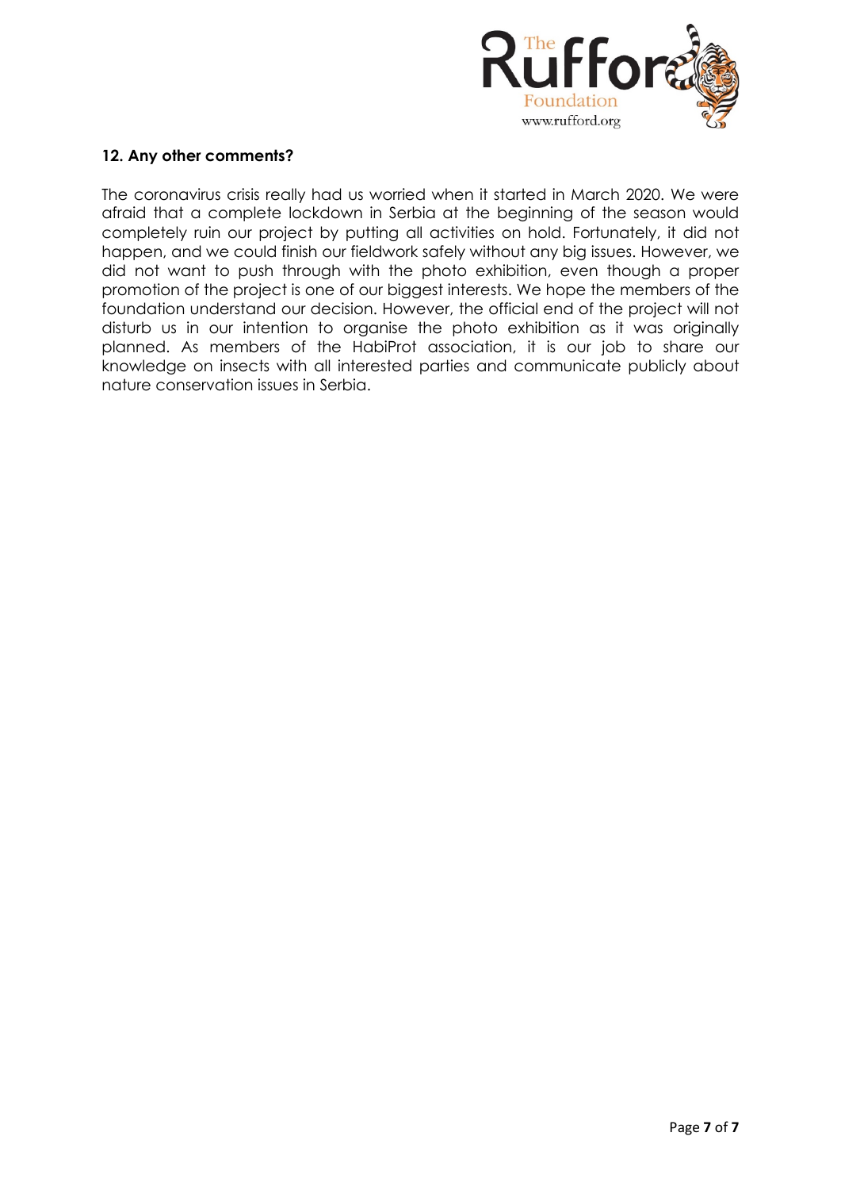**12. Any other comments?**

The coronavirus crisis really had us worried when it started in March 2020. We were afraid that a complete lockdown in Serbia at the beginning of the season would completely ruin our project by putting all activities on hold. Fortunately, it did not happen, and we could finish our fieldwork safely without any big issues. However, we did not want to push through with the photo exhibition, even though a proper promotion of the project is one of our biggest interests. We hope the members of the foundation understand our decision. However, the official end of the project will not disturb us in our intention to organise the photo exhibition as it was originally planned. As members of the HabiProt association, it is our job to share our knowledge on insects with all interested parties and communicate publicly about nature conservation issues in Serbia.